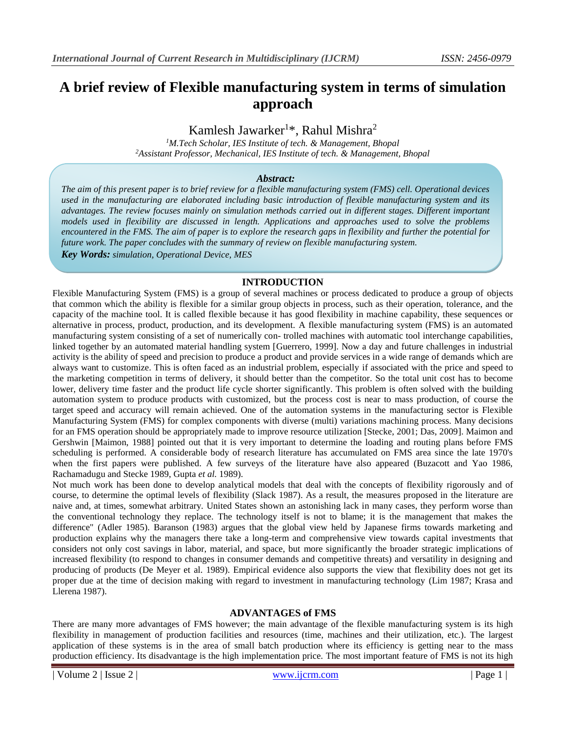# A brief review of Flexible manufacturing system in terms of simulation approach

Kamlesh Jawarker[1]*, Rahul Mishra[2]

[1]*M.Tech Scholar, IES Institute of tech. & Management, Bhopal*
[2]*Assistant Professor, Mechanical, IES Institute of tech. & Management, Bhopal*

***Abstract:***

*The aim of this present paper is to brief review for a flexible manufacturing system (FMS) cell. Operational devices used in the manufacturing are elaborated including basic introduction of flexible manufacturing system and its advantages. The review focuses mainly on simulation methods carried out in different stages. Different important models used in flexibility are discussed in length. Applications and approaches used to solve the problems encountered in the FMS. The aim of paper is to explore the research gaps in flexibility and further the potential for future work. The paper concludes with the summary of review on flexible manufacturing system.*

***Key Words:*** *simulation, Operational Device, MES*

## INTRODUCTION

Flexible Manufacturing System (FMS) is a group of several machines or process dedicated to produce a group of objects that common which the ability is flexible for a similar group objects in process, such as their operation, tolerance, and the capacity of the machine tool. It is called flexible because it has good flexibility in machine capability, these sequences or alternative in process, product, production, and its development. A flexible manufacturing system (FMS) is an automated manufacturing system consisting of a set of numerically con- trolled machines with automatic tool interchange capabilities, linked together by an automated material handling system [Guerrero, 1999]. Now a day and future challenges in industrial activity is the ability of speed and precision to produce a product and provide services in a wide range of demands which are always want to customize. This is often faced as an industrial problem, especially if associated with the price and speed to the marketing competition in terms of delivery, it should better than the competitor. So the total unit cost has to become lower, delivery time faster and the product life cycle shorter significantly. This problem is often solved with the building automation system to produce products with customized, but the process cost is near to mass production, of course the target speed and accuracy will remain achieved. One of the automation systems in the manufacturing sector is Flexible Manufacturing System (FMS) for complex components with diverse (multi) variations machining process. Many decisions for an FMS operation should be appropriately made to improve resource utilization [Stecke, 2001; Das, 2009]. Maimon and Gershwin [Maimon, 1988] pointed out that it is very important to determine the loading and routing plans before FMS scheduling is performed. A considerable body of research literature has accumulated on FMS area since the late 1970's when the first papers were published. A few surveys of the literature have also appeared (Buzacott and Yao 1986, Rachamadugu and Stecke 1989, Gupta *et al.* 1989).

Not much work has been done to develop analytical models that deal with the concepts of flexibility rigorously and of course, to determine the optimal levels of flexibility (Slack 1987). As a result, the measures proposed in the literature are naive and, at times, somewhat arbitrary. United States shown an astonishing lack in many cases, they perform worse than the conventional technology they replace. The technology itself is not to blame; it is the management that makes the difference" (Adler 1985). Baranson (1983) argues that the global view held by Japanese firms towards marketing and production explains why the managers there take a long-term and comprehensive view towards capital investments that considers not only cost savings in labor, material, and space, but more significantly the broader strategic implications of increased flexibility (to respond to changes in consumer demands and competitive threats) and versatility in designing and producing of products (De Meyer et al. 1989). Empirical evidence also supports the view that flexibility does not get its proper due at the time of decision making with regard to investment in manufacturing technology (Lim 1987; Krasa and Llerena 1987).

## ADVANTAGES of FMS

There are many more advantages of FMS however; the main advantage of the flexible manufacturing system is its high flexibility in management of production facilities and resources (time, machines and their utilization, etc.). The largest application of these systems is in the area of small batch production where its efficiency is getting near to the mass production efficiency. Its disadvantage is the high implementation price. The most important feature of FMS is not its high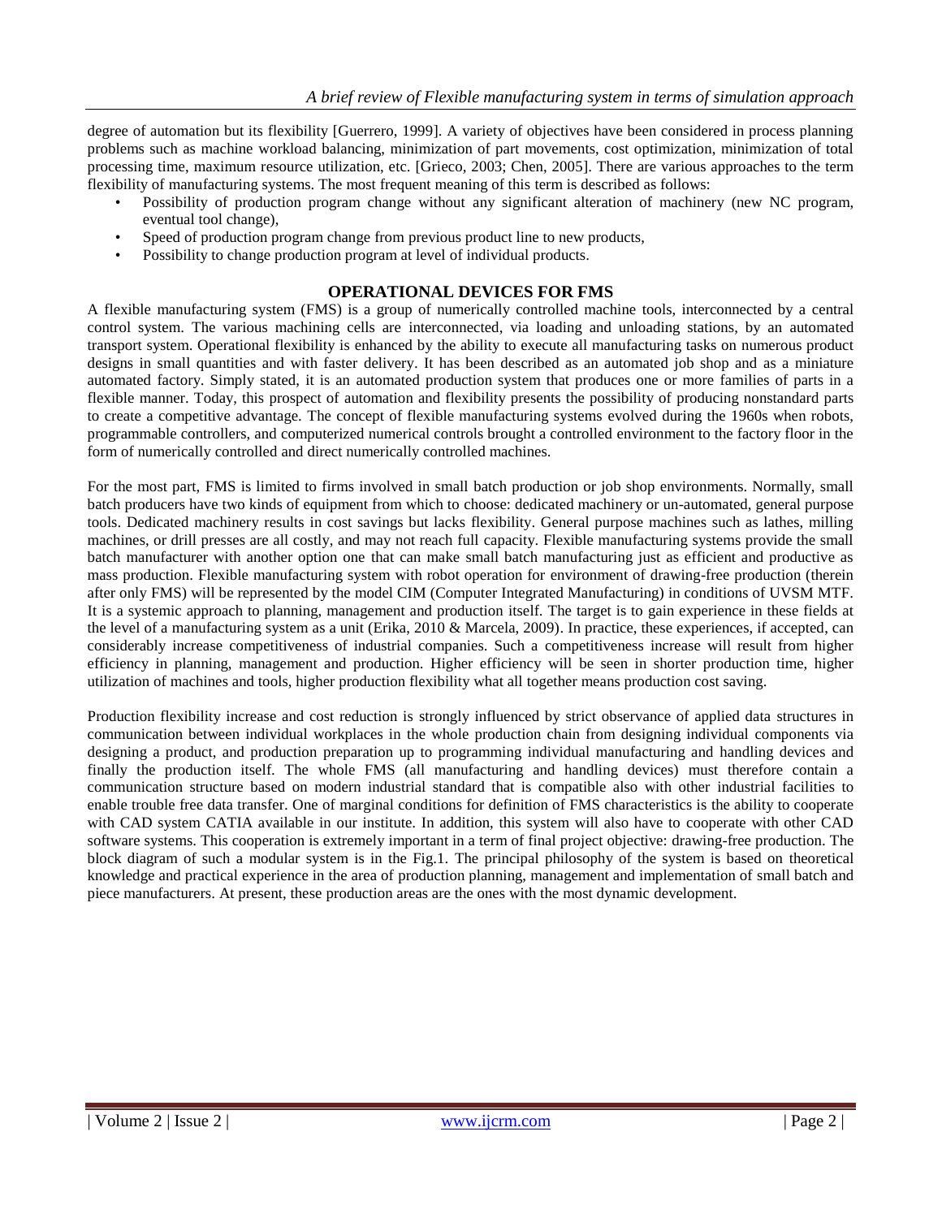degree of automation but its flexibility [Guerrero, 1999]. A variety of objectives have been considered in process planning problems such as machine workload balancing, minimization of part movements, cost optimization, minimization of total processing time, maximum resource utilization, etc. [Grieco, 2003; Chen, 2005]. There are various approaches to the term flexibility of manufacturing systems. The most frequent meaning of this term is described as follows:

- Possibility of production program change without any significant alteration of machinery (new NC program, eventual tool change),
- Speed of production program change from previous product line to new products,
- Possibility to change production program at level of individual products.

## OPERATIONAL DEVICES FOR FMS

A flexible manufacturing system (FMS) is a group of numerically controlled machine tools, interconnected by a central control system. The various machining cells are interconnected, via loading and unloading stations, by an automated transport system. Operational flexibility is enhanced by the ability to execute all manufacturing tasks on numerous product designs in small quantities and with faster delivery. It has been described as an automated job shop and as a miniature automated factory. Simply stated, it is an automated production system that produces one or more families of parts in a flexible manner. Today, this prospect of automation and flexibility presents the possibility of producing nonstandard parts to create a competitive advantage. The concept of flexible manufacturing systems evolved during the 1960s when robots, programmable controllers, and computerized numerical controls brought a controlled environment to the factory floor in the form of numerically controlled and direct numerically controlled machines.

For the most part, FMS is limited to firms involved in small batch production or job shop environments. Normally, small batch producers have two kinds of equipment from which to choose: dedicated machinery or un-automated, general purpose tools. Dedicated machinery results in cost savings but lacks flexibility. General purpose machines such as lathes, milling machines, or drill presses are all costly, and may not reach full capacity. Flexible manufacturing systems provide the small batch manufacturer with another option one that can make small batch manufacturing just as efficient and productive as mass production. Flexible manufacturing system with robot operation for environment of drawing-free production (therein after only FMS) will be represented by the model CIM (Computer Integrated Manufacturing) in conditions of UVSM MTF. It is a systemic approach to planning, management and production itself. The target is to gain experience in these fields at the level of a manufacturing system as a unit (Erika, 2010 & Marcela, 2009). In practice, these experiences, if accepted, can considerably increase competitiveness of industrial companies. Such a competitiveness increase will result from higher efficiency in planning, management and production. Higher efficiency will be seen in shorter production time, higher utilization of machines and tools, higher production flexibility what all together means production cost saving.

Production flexibility increase and cost reduction is strongly influenced by strict observance of applied data structures in communication between individual workplaces in the whole production chain from designing individual components via designing a product, and production preparation up to programming individual manufacturing and handling devices and finally the production itself. The whole FMS (all manufacturing and handling devices) must therefore contain a communication structure based on modern industrial standard that is compatible also with other industrial facilities to enable trouble free data transfer. One of marginal conditions for definition of FMS characteristics is the ability to cooperate with CAD system CATIA available in our institute. In addition, this system will also have to cooperate with other CAD software systems. This cooperation is extremely important in a term of final project objective: drawing-free production. The block diagram of such a modular system is in the Fig.1. The principal philosophy of the system is based on theoretical knowledge and practical experience in the area of production planning, management and implementation of small batch and piece manufacturers. At present, these production areas are the ones with the most dynamic development.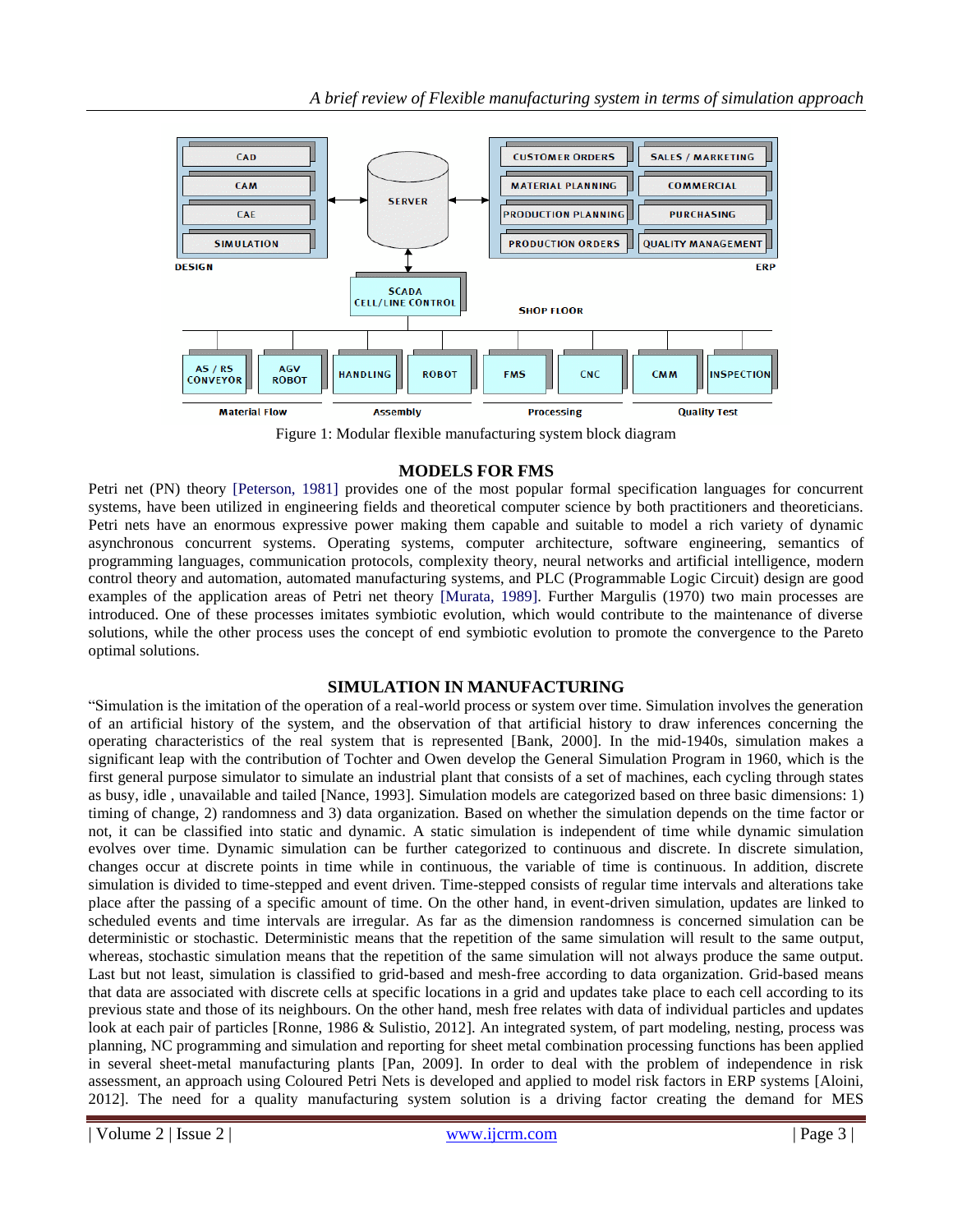Figure 1: Modular flexible manufacturing system block diagram

## MODELS FOR FMS

Petri net (PN) theory [Peterson, 1981] provides one of the most popular formal specification languages for concurrent systems, have been utilized in engineering fields and theoretical computer science by both practitioners and theoreticians. Petri nets have an enormous expressive power making them capable and suitable to model a rich variety of dynamic asynchronous concurrent systems. Operating systems, computer architecture, software engineering, semantics of programming languages, communication protocols, complexity theory, neural networks and artificial intelligence, modern control theory and automation, automated manufacturing systems, and PLC (Programmable Logic Circuit) design are good examples of the application areas of Petri net theory [Murata, 1989]. Further Margulis (1970) two main processes are introduced. One of these processes imitates symbiotic evolution, which would contribute to the maintenance of diverse solutions, while the other process uses the concept of end symbiotic evolution to promote the convergence to the Pareto optimal solutions.

## SIMULATION IN MANUFACTURING

"Simulation is the imitation of the operation of a real-world process or system over time. Simulation involves the generation of an artificial history of the system, and the observation of that artificial history to draw inferences concerning the operating characteristics of the real system that is represented [Bank, 2000]. In the mid-1940s, simulation makes a significant leap with the contribution of Tochter and Owen develop the General Simulation Program in 1960, which is the first general purpose simulator to simulate an industrial plant that consists of a set of machines, each cycling through states as busy, idle , unavailable and tailed [Nance, 1993]. Simulation models are categorized based on three basic dimensions: 1) timing of change, 2) randomness and 3) data organization. Based on whether the simulation depends on the time factor or not, it can be classified into static and dynamic. A static simulation is independent of time while dynamic simulation evolves over time. Dynamic simulation can be further categorized to continuous and discrete. In discrete simulation, changes occur at discrete points in time while in continuous, the variable of time is continuous. In addition, discrete simulation is divided to time-stepped and event driven. Time-stepped consists of regular time intervals and alterations take place after the passing of a specific amount of time. On the other hand, in event-driven simulation, updates are linked to scheduled events and time intervals are irregular. As far as the dimension randomness is concerned simulation can be deterministic or stochastic. Deterministic means that the repetition of the same simulation will result to the same output, whereas, stochastic simulation means that the repetition of the same simulation will not always produce the same output. Last but not least, simulation is classified to grid-based and mesh-free according to data organization. Grid-based means that data are associated with discrete cells at specific locations in a grid and updates take place to each cell according to its previous state and those of its neighbours. On the other hand, mesh free relates with data of individual particles and updates look at each pair of particles [Ronne, 1986 & Sulistio, 2012]. An integrated system, of part modeling, nesting, process was planning, NC programming and simulation and reporting for sheet metal combination processing functions has been applied in several sheet-metal manufacturing plants [Pan, 2009]. In order to deal with the problem of independence in risk assessment, an approach using Coloured Petri Nets is developed and applied to model risk factors in ERP systems [Aloini, 2012]. The need for a quality manufacturing system solution is a driving factor creating the demand for MES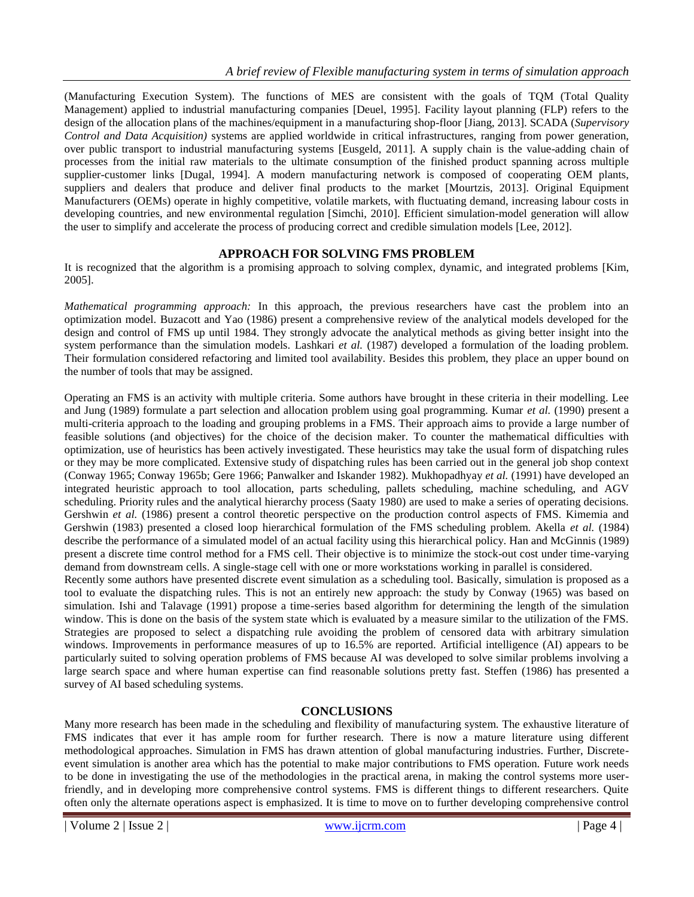(Manufacturing Execution System). The functions of MES are consistent with the goals of TQM (Total Quality Management) applied to industrial manufacturing companies [Deuel, 1995]. Facility layout planning (FLP) refers to the design of the allocation plans of the machines/equipment in a manufacturing shop-floor [Jiang, 2013]. SCADA (*Supervisory Control and Data Acquisition)* systems are applied worldwide in critical infrastructures, ranging from power generation, over public transport to industrial manufacturing systems [Eusgeld, 2011]. A supply chain is the value-adding chain of processes from the initial raw materials to the ultimate consumption of the finished product spanning across multiple supplier-customer links [Dugal, 1994]. A modern manufacturing network is composed of cooperating OEM plants, suppliers and dealers that produce and deliver final products to the market [Mourtzis, 2013]. Original Equipment Manufacturers (OEMs) operate in highly competitive, volatile markets, with fluctuating demand, increasing labour costs in developing countries, and new environmental regulation [Simchi, 2010]. Efficient simulation-model generation will allow the user to simplify and accelerate the process of producing correct and credible simulation models [Lee, 2012].

## APPROACH FOR SOLVING FMS PROBLEM

It is recognized that the algorithm is a promising approach to solving complex, dynamic, and integrated problems [Kim, 2005].

*Mathematical programming approach:* In this approach, the previous researchers have cast the problem into an optimization model. Buzacott and Yao (1986) present a comprehensive review of the analytical models developed for the design and control of FMS up until 1984. They strongly advocate the analytical methods as giving better insight into the system performance than the simulation models. Lashkari *et al.* (1987) developed a formulation of the loading problem. Their formulation considered refactoring and limited tool availability. Besides this problem, they place an upper bound on the number of tools that may be assigned.

Operating an FMS is an activity with multiple criteria. Some authors have brought in these criteria in their modelling. Lee and Jung (1989) formulate a part selection and allocation problem using goal programming. Kumar *et al.* (1990) present a multi-criteria approach to the loading and grouping problems in a FMS. Their approach aims to provide a large number of feasible solutions (and objectives) for the choice of the decision maker. To counter the mathematical difficulties with optimization, use of heuristics has been actively investigated. These heuristics may take the usual form of dispatching rules or they may be more complicated. Extensive study of dispatching rules has been carried out in the general job shop context (Conway 1965; Conway 1965b; Gere 1966; Panwalker and Iskander 1982). Mukhopadhyay *et al.* (1991) have developed an integrated heuristic approach to tool allocation, parts scheduling, pallets scheduling, machine scheduling, and AGV scheduling. Priority rules and the analytical hierarchy process (Saaty 1980) are used to make a series of operating decisions. Gershwin *et al.* (1986) present a control theoretic perspective on the production control aspects of FMS. Kimemia and Gershwin (1983) presented a closed loop hierarchical formulation of the FMS scheduling problem. Akella *et al.* (1984) describe the performance of a simulated model of an actual facility using this hierarchical policy. Han and McGinnis (1989) present a discrete time control method for a FMS cell. Their objective is to minimize the stock-out cost under time-varying demand from downstream cells. A single-stage cell with one or more workstations working in parallel is considered.

Recently some authors have presented discrete event simulation as a scheduling tool. Basically, simulation is proposed as a tool to evaluate the dispatching rules. This is not an entirely new approach: the study by Conway (1965) was based on simulation. Ishi and Talavage (1991) propose a time-series based algorithm for determining the length of the simulation window. This is done on the basis of the system state which is evaluated by a measure similar to the utilization of the FMS. Strategies are proposed to select a dispatching rule avoiding the problem of censored data with arbitrary simulation windows. Improvements in performance measures of up to 16.5% are reported. Artificial intelligence (AI) appears to be particularly suited to solving operation problems of FMS because AI was developed to solve similar problems involving a large search space and where human expertise can find reasonable solutions pretty fast. Steffen (1986) has presented a survey of AI based scheduling systems.

## CONCLUSIONS

Many more research has been made in the scheduling and flexibility of manufacturing system. The exhaustive literature of FMS indicates that ever it has ample room for further research. There is now a mature literature using different methodological approaches. Simulation in FMS has drawn attention of global manufacturing industries. Further, Discrete-event simulation is another area which has the potential to make major contributions to FMS operation. Future work needs to be done in investigating the use of the methodologies in the practical arena, in making the control systems more user-friendly, and in developing more comprehensive control systems. FMS is different things to different researchers. Quite often only the alternate operations aspect is emphasized. It is time to move on to further developing comprehensive control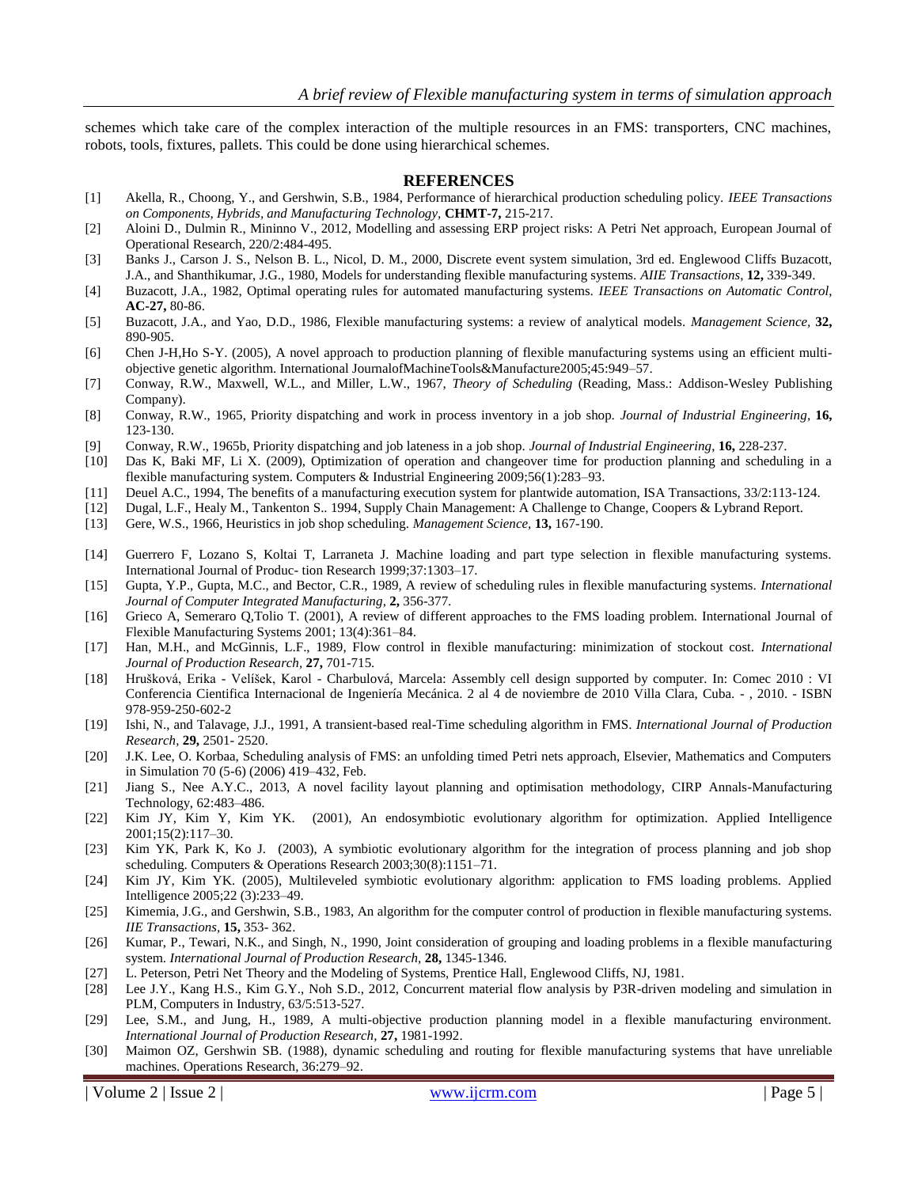schemes which take care of the complex interaction of the multiple resources in an FMS: transporters, CNC machines, robots, tools, fixtures, pallets. This could be done using hierarchical schemes.

## REFERENCES

[1] Akella, R., Choong, Y., and Gershwin, S.B., 1984, Performance of hierarchical production scheduling policy. *IEEE Transactions on Components, Hybrids, and Manufacturing Technology*, **CHMT-7,** 215-217.

[2] Aloini D., Dulmin R., Mininno V., 2012, Modelling and assessing ERP project risks: A Petri Net approach, European Journal of Operational Research, 220/2:484-495.

[3] Banks J., Carson J. S., Nelson B. L., Nicol, D. M., 2000, Discrete event system simulation, 3rd ed. Englewood Cliffs Buzacott, J.A., and Shanthikumar, J.G., 1980, Models for understanding flexible manufacturing systems. *AIIE Transactions*, **12,** 339-349.

[4] Buzacott, J.A., 1982, Optimal operating rules for automated manufacturing systems. *IEEE Transactions on Automatic Control*, **AC-27,** 80-86.

[5] Buzacott, J.A., and Yao, D.D., 1986, Flexible manufacturing systems: a review of analytical models. *Management Science*, **32,** 890-905.

[6] Chen J-H,Ho S-Y. (2005), A novel approach to production planning of flexible manufacturing systems using an efficient multi-objective genetic algorithm. International JournalofMachineTools&Manufacture2005;45:949–57.

[7] Conway, R.W., Maxwell, W.L., and Miller, L.W., 1967, *Theory of Scheduling* (Reading, Mass.: Addison-Wesley Publishing Company).

[8] Conway, R.W., 1965, Priority dispatching and work in process inventory in a job shop. *Journal of Industrial Engineering*, **16,** 123-130.

[9] Conway, R.W., 1965b, Priority dispatching and job lateness in a job shop. *Journal of Industrial Engineering*, **16,** 228-237.

[10] Das K, Baki MF, Li X. (2009), Optimization of operation and changeover time for production planning and scheduling in a flexible manufacturing system. Computers & Industrial Engineering 2009;56(1):283–93.

[11] Deuel A.C., 1994, The benefits of a manufacturing execution system for plantwide automation, ISA Transactions, 33/2:113-124.

[12] Dugal, L.F., Healy M., Tankenton S.. 1994, Supply Chain Management: A Challenge to Change, Coopers & Lybrand Report.

[13] Gere, W.S., 1966, Heuristics in job shop scheduling. *Management Science*, **13,** 167-190.

[14] Guerrero F, Lozano S, Koltai T, Larraneta J. Machine loading and part type selection in flexible manufacturing systems. International Journal of Produc- tion Research 1999;37:1303–17.

[15] Gupta, Y.P., Gupta, M.C., and Bector, C.R., 1989, A review of scheduling rules in flexible manufacturing systems. *International Journal of Computer Integrated Manufacturing*, **2,** 356-377.

[16] Grieco A, Semeraro Q,Tolio T. (2001), A review of different approaches to the FMS loading problem. International Journal of Flexible Manufacturing Systems 2001; 13(4):361–84.

[17] Han, M.H., and McGinnis, L.F., 1989, Flow control in flexible manufacturing: minimization of stockout cost. *International Journal of Production Research*, **27,** 701-715.

[18] Hrušková, Erika - Velíšek, Karol - Charbulová, Marcela: Assembly cell design supported by computer. In: Comec 2010 : VI Conferencia Cientifica Internacional de Ingeniería Mecánica. 2 al 4 de noviembre de 2010 Villa Clara, Cuba. - , 2010. - ISBN 978-959-250-602-2

[19] Ishi, N., and Talavage, J.J., 1991, A transient-based real-Time scheduling algorithm in FMS. *International Journal of Production Research*, **29,** 2501- 2520.

[20] J.K. Lee, O. Korbaa, Scheduling analysis of FMS: an unfolding timed Petri nets approach, Elsevier, Mathematics and Computers in Simulation 70 (5-6) (2006) 419–432, Feb.

[21] Jiang S., Nee A.Y.C., 2013, A novel facility layout planning and optimisation methodology, CIRP Annals-Manufacturing Technology, 62:483–486.

[22] Kim JY, Kim Y, Kim YK. (2001), An endosymbiotic evolutionary algorithm for optimization. Applied Intelligence 2001;15(2):117–30.

[23] Kim YK, Park K, Ko J. (2003), A symbiotic evolutionary algorithm for the integration of process planning and job shop scheduling. Computers & Operations Research 2003;30(8):1151–71.

[24] Kim JY, Kim YK. (2005), Multileveled symbiotic evolutionary algorithm: application to FMS loading problems. Applied Intelligence 2005;22 (3):233–49.

[25] Kimemia, J.G., and Gershwin, S.B., 1983, An algorithm for the computer control of production in flexible manufacturing systems. *IIE Transactions*, **15,** 353- 362.

[26] Kumar, P., Tewari, N.K., and Singh, N., 1990, Joint consideration of grouping and loading problems in a flexible manufacturing system. *International Journal of Production Research*, **28,** 1345-1346.

[27] L. Peterson, Petri Net Theory and the Modeling of Systems, Prentice Hall, Englewood Cliffs, NJ, 1981.

[28] Lee J.Y., Kang H.S., Kim G.Y., Noh S.D., 2012, Concurrent material flow analysis by P3R-driven modeling and simulation in PLM, Computers in Industry, 63/5:513-527.

[29] Lee, S.M., and Jung, H., 1989, A multi-objective production planning model in a flexible manufacturing environment. *International Journal of Production Research*, **27,** 1981-1992.

[30] Maimon OZ, Gershwin SB. (1988), dynamic scheduling and routing for flexible manufacturing systems that have unreliable machines. Operations Research, 36:279–92.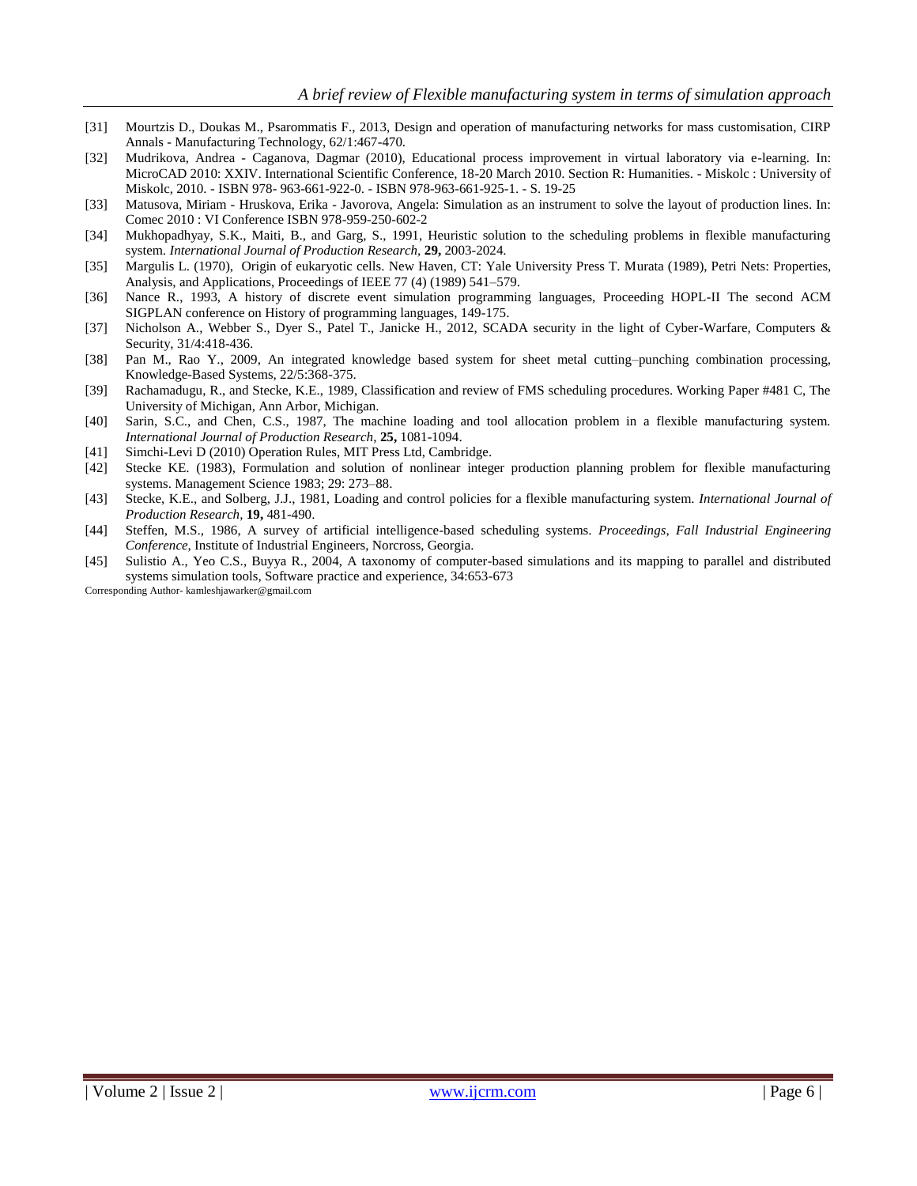[31] Mourtzis D., Doukas M., Psarommatis F., 2013, Design and operation of manufacturing networks for mass customisation, CIRP Annals - Manufacturing Technology, 62/1:467-470.

[32] Mudrikova, Andrea - Caganova, Dagmar (2010), Educational process improvement in virtual laboratory via e-learning. In: MicroCAD 2010: XXIV. International Scientific Conference, 18-20 March 2010. Section R: Humanities. - Miskolc : University of Miskolc, 2010. - ISBN 978- 963-661-922-0. - ISBN 978-963-661-925-1. - S. 19-25

[33] Matusova, Miriam - Hruskova, Erika - Javorova, Angela: Simulation as an instrument to solve the layout of production lines. In: Comec 2010 : VI Conference ISBN 978-959-250-602-2

[34] Mukhopadhyay, S.K., Maiti, B., and Garg, S., 1991, Heuristic solution to the scheduling problems in flexible manufacturing system. *International Journal of Production Research,* **29,** 2003-2024.

[35] Margulis L. (1970), Origin of eukaryotic cells. New Haven, CT: Yale University Press T. Murata (1989), Petri Nets: Properties, Analysis, and Applications, Proceedings of IEEE 77 (4) (1989) 541–579.

[36] Nance R., 1993, A history of discrete event simulation programming languages, Proceeding HOPL-II The second ACM SIGPLAN conference on History of programming languages, 149-175.

[37] Nicholson A., Webber S., Dyer S., Patel T., Janicke H., 2012, SCADA security in the light of Cyber-Warfare, Computers & Security, 31/4:418-436.

[38] Pan M., Rao Y., 2009, An integrated knowledge based system for sheet metal cutting–punching combination processing, Knowledge-Based Systems, 22/5:368-375.

[39] Rachamadugu, R., and Stecke, K.E., 1989, Classification and review of FMS scheduling procedures. Working Paper #481 C, The University of Michigan, Ann Arbor, Michigan.

[40] Sarin, S.C., and Chen, C.S., 1987, The machine loading and tool allocation problem in a flexible manufacturing system. *International Journal of Production Research,* **25,** 1081-1094.

[41] Simchi-Levi D (2010) Operation Rules, MIT Press Ltd, Cambridge.

[42] Stecke KE. (1983), Formulation and solution of nonlinear integer production planning problem for flexible manufacturing systems. Management Science 1983; 29: 273–88.

[43] Stecke, K.E., and Solberg, J.J., 1981, Loading and control policies for a flexible manufacturing system. *International Journal of Production Research,* **19,** 481-490.

[44] Steffen, M.S., 1986, A survey of artificial intelligence-based scheduling systems. *Proceedings, Fall Industrial Engineering Conference,* Institute of Industrial Engineers, Norcross, Georgia.

[45] Sulistio A., Yeo C.S., Buyya R., 2004, A taxonomy of computer-based simulations and its mapping to parallel and distributed systems simulation tools, Software practice and experience, 34:653-673

Corresponding Author- kamleshjawarker@gmail.com